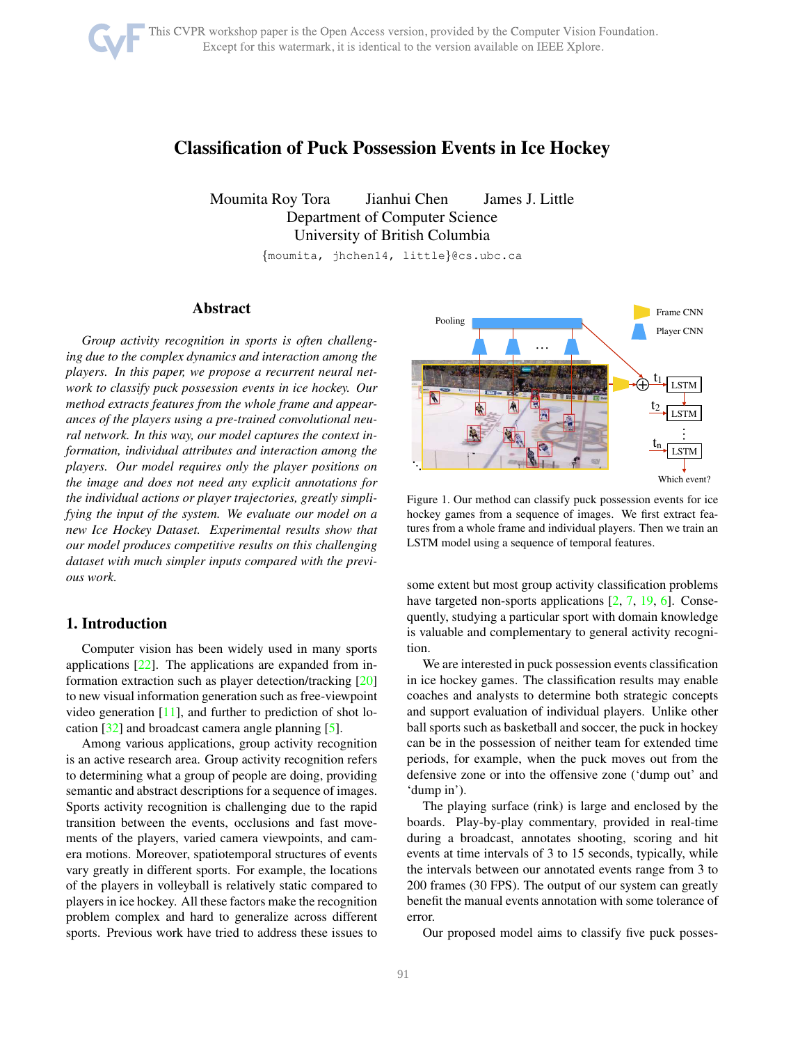# Classification of Puck Possession Events in Ice Hockey

Moumita Roy Tora    Jianhui Chen    James J. Little
Department of Computer Science
University of British Columbia
{moumita, jhchen14, little}@cs.ubc.ca

## Abstract

*Group activity recognition in sports is often challenging due to the complex dynamics and interaction among the players. In this paper, we propose a recurrent neural network to classify puck possession events in ice hockey. Our method extracts features from the whole frame and appearances of the players using a pre-trained convolutional neural network. In this way, our model captures the context information, individual attributes and interaction among the players. Our model requires only the player positions on the image and does not need any explicit annotations for the individual actions or player trajectories, greatly simplifying the input of the system. We evaluate our model on a new Ice Hockey Dataset. Experimental results show that our model produces competitive results on this challenging dataset with much simpler inputs compared with the previous work.*

## 1. Introduction

Computer vision has been widely used in many sports applications [22]. The applications are expanded from information extraction such as player detection/tracking [20] to new visual information generation such as free-viewpoint video generation [11], and further to prediction of shot location [32] and broadcast camera angle planning [5].

Among various applications, group activity recognition is an active research area. Group activity recognition refers to determining what a group of people are doing, providing semantic and abstract descriptions for a sequence of images. Sports activity recognition is challenging due to the rapid transition between the events, occlusions and fast movements of the players, varied camera viewpoints, and camera motions. Moreover, spatiotemporal structures of events vary greatly in different sports. For example, the locations of the players in volleyball is relatively static compared to players in ice hockey. All these factors make the recognition problem complex and hard to generalize across different sports. Previous work have tried to address these issues to some extent but most group activity classification problems have targeted non-sports applications [2, 7, 19, 6]. Consequently, studying a particular sport with domain knowledge is valuable and complementary to general activity recognition.

Figure 1. Our method can classify puck possession events for ice hockey games from a sequence of images. We first extract features from a whole frame and individual players. Then we train an LSTM model using a sequence of temporal features.

We are interested in puck possession events classification in ice hockey games. The classification results may enable coaches and analysts to determine both strategic concepts and support evaluation of individual players. Unlike other ball sports such as basketball and soccer, the puck in hockey can be in the possession of neither team for extended time periods, for example, when the puck moves out from the defensive zone or into the offensive zone ('dump out' and 'dump in').

The playing surface (rink) is large and enclosed by the boards. Play-by-play commentary, provided in real-time during a broadcast, annotates shooting, scoring and hit events at time intervals of 3 to 15 seconds, typically, while the intervals between our annotated events range from 3 to 200 frames (30 FPS). The output of our system can greatly benefit the manual events annotation with some tolerance of error.

Our proposed model aims to classify five puck posses-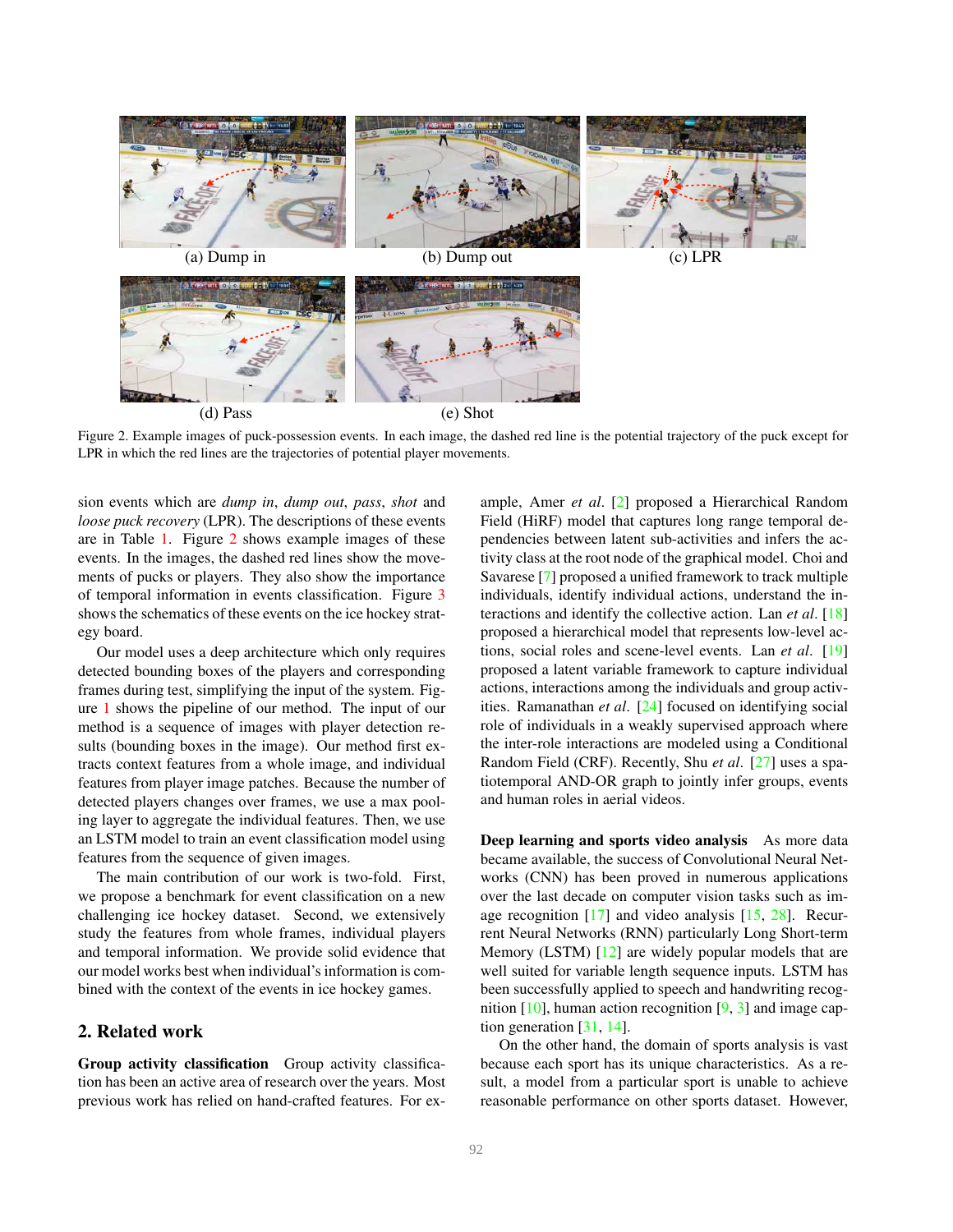(a) Dump in (b) Dump out (c) LPR

(d) Pass (e) Shot

Figure 2. Example images of puck-possession events. In each image, the dashed red line is the potential trajectory of the puck except for LPR in which the red lines are the trajectories of potential player movements.

sion events which are *dump in*, *dump out*, *pass*, *shot* and *loose puck recovery* (LPR). The descriptions of these events are in Table 1. Figure 2 shows example images of these events. In the images, the dashed red lines show the movements of pucks or players. They also show the importance of temporal information in events classification. Figure 3 shows the schematics of these events on the ice hockey strategy board.

Our model uses a deep architecture which only requires detected bounding boxes of the players and corresponding frames during test, simplifying the input of the system. Figure 1 shows the pipeline of our method. The input of our method is a sequence of images with player detection results (bounding boxes in the image). Our method first extracts context features from a whole image, and individual features from player image patches. Because the number of detected players changes over frames, we use a max pooling layer to aggregate the individual features. Then, we use an LSTM model to train an event classification model using features from the sequence of given images.

The main contribution of our work is two-fold. First, we propose a benchmark for event classification on a new challenging ice hockey dataset. Second, we extensively study the features from whole frames, individual players and temporal information. We provide solid evidence that our model works best when individual's information is combined with the context of the events in ice hockey games.

## 2. Related work

**Group activity classification** Group activity classification has been an active area of research over the years. Most previous work has relied on hand-crafted features. For example, Amer *et al*. [2] proposed a Hierarchical Random Field (HiRF) model that captures long range temporal dependencies between latent sub-activities and infers the activity class at the root node of the graphical model. Choi and Savarese [7] proposed a unified framework to track multiple individuals, identify individual actions, understand the interactions and identify the collective action. Lan *et al*. [18] proposed a hierarchical model that represents low-level actions, social roles and scene-level events. Lan *et al*. [19] proposed a latent variable framework to capture individual actions, interactions among the individuals and group activities. Ramanathan *et al*. [24] focused on identifying social role of individuals in a weakly supervised approach where the inter-role interactions are modeled using a Conditional Random Field (CRF). Recently, Shu *et al*. [27] uses a spatiotemporal AND-OR graph to jointly infer groups, events and human roles in aerial videos.

**Deep learning and sports video analysis** As more data became available, the success of Convolutional Neural Networks (CNN) has been proved in numerous applications over the last decade on computer vision tasks such as image recognition [17] and video analysis [15, 28]. Recurrent Neural Networks (RNN) particularly Long Short-term Memory (LSTM) [12] are widely popular models that are well suited for variable length sequence inputs. LSTM has been successfully applied to speech and handwriting recognition [10], human action recognition [9, 3] and image caption generation [31, 14].

On the other hand, the domain of sports analysis is vast because each sport has its unique characteristics. As a result, a model from a particular sport is unable to achieve reasonable performance on other sports dataset. However,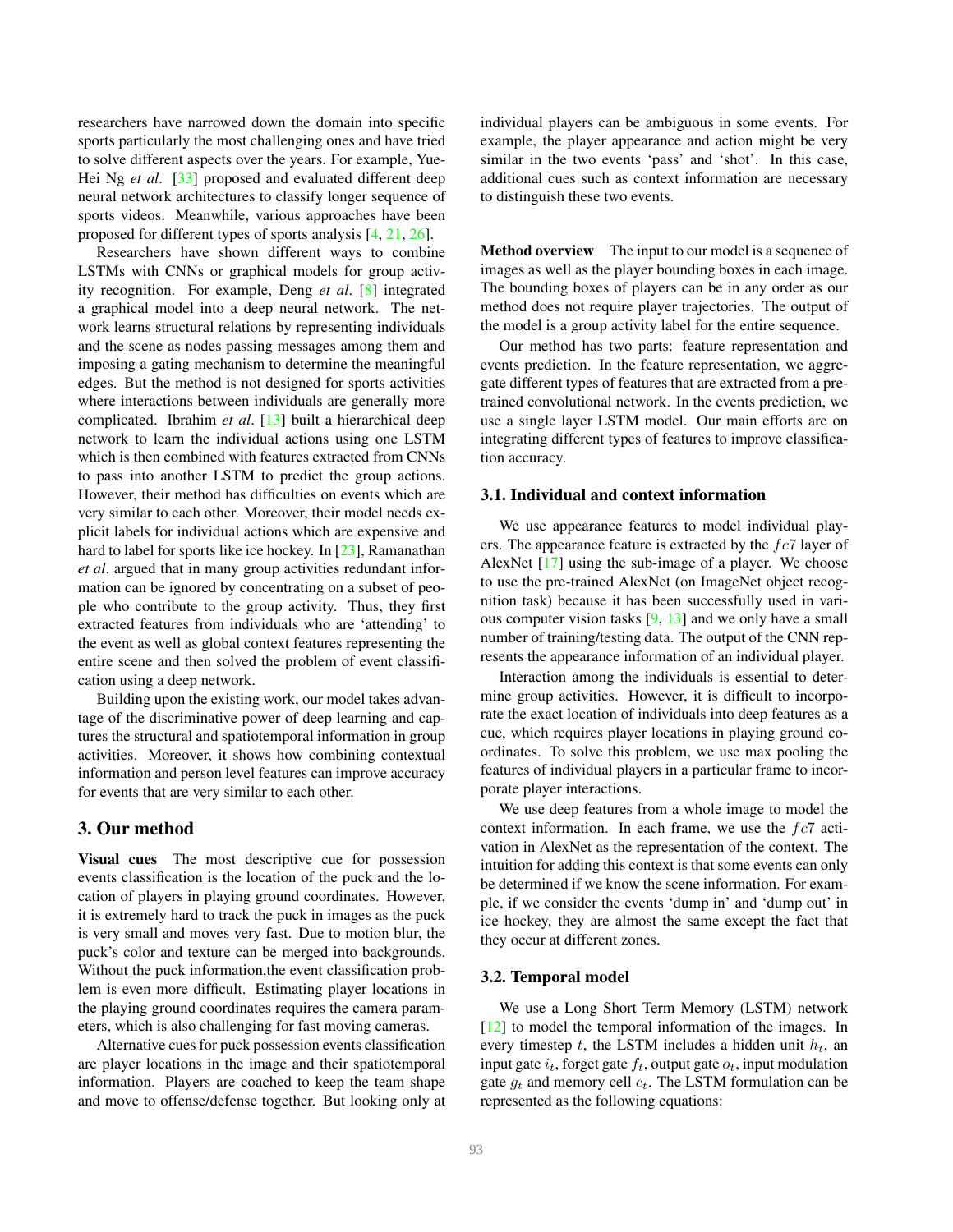researchers have narrowed down the domain into specific sports particularly the most challenging ones and have tried to solve different aspects over the years. For example, Yue-Hei Ng *et al*. [33] proposed and evaluated different deep neural network architectures to classify longer sequence of sports videos. Meanwhile, various approaches have been proposed for different types of sports analysis [4, 21, 26].

Researchers have shown different ways to combine LSTMs with CNNs or graphical models for group activity recognition. For example, Deng *et al*. [8] integrated a graphical model into a deep neural network. The network learns structural relations by representing individuals and the scene as nodes passing messages among them and imposing a gating mechanism to determine the meaningful edges. But the method is not designed for sports activities where interactions between individuals are generally more complicated. Ibrahim *et al*. [13] built a hierarchical deep network to learn the individual actions using one LSTM which is then combined with features extracted from CNNs to pass into another LSTM to predict the group actions. However, their method has difficulties on events which are very similar to each other. Moreover, their model needs explicit labels for individual actions which are expensive and hard to label for sports like ice hockey. In [23], Ramanathan *et al*. argued that in many group activities redundant information can be ignored by concentrating on a subset of people who contribute to the group activity. Thus, they first extracted features from individuals who are 'attending' to the event as well as global context features representing the entire scene and then solved the problem of event classification using a deep network.

Building upon the existing work, our model takes advantage of the discriminative power of deep learning and captures the structural and spatiotemporal information in group activities. Moreover, it shows how combining contextual information and person level features can improve accuracy for events that are very similar to each other.

# 3. Our method

**Visual cues** The most descriptive cue for possession events classification is the location of the puck and the location of players in playing ground coordinates. However, it is extremely hard to track the puck in images as the puck is very small and moves very fast. Due to motion blur, the puck's color and texture can be merged into backgrounds. Without the puck information,the event classification problem is even more difficult. Estimating player locations in the playing ground coordinates requires the camera parameters, which is also challenging for fast moving cameras.

Alternative cues for puck possession events classification are player locations in the image and their spatiotemporal information. Players are coached to keep the team shape and move to offense/defense together. But looking only at individual players can be ambiguous in some events. For example, the player appearance and action might be very similar in the two events 'pass' and 'shot'. In this case, additional cues such as context information are necessary to distinguish these two events.

**Method overview** The input to our model is a sequence of images as well as the player bounding boxes in each image. The bounding boxes of players can be in any order as our method does not require player trajectories. The output of the model is a group activity label for the entire sequence.

Our method has two parts: feature representation and events prediction. In the feature representation, we aggregate different types of features that are extracted from a pre-trained convolutional network. In the events prediction, we use a single layer LSTM model. Our main efforts are on integrating different types of features to improve classification accuracy.

## 3.1. Individual and context information

We use appearance features to model individual players. The appearance feature is extracted by the $fc7$ layer of AlexNet [17] using the sub-image of a player. We choose to use the pre-trained AlexNet (on ImageNet object recognition task) because it has been successfully used in various computer vision tasks [9, 13] and we only have a small number of training/testing data. The output of the CNN represents the appearance information of an individual player.

Interaction among the individuals is essential to determine group activities. However, it is difficult to incorporate the exact location of individuals into deep features as a cue, which requires player locations in playing ground coordinates. To solve this problem, we use max pooling the features of individual players in a particular frame to incorporate player interactions.

We use deep features from a whole image to model the context information. In each frame, we use the $fc7$ activation in AlexNet as the representation of the context. The intuition for adding this context is that some events can only be determined if we know the scene information. For example, if we consider the events 'dump in' and 'dump out' in ice hockey, they are almost the same except the fact that they occur at different zones.

## 3.2. Temporal model

We use a Long Short Term Memory (LSTM) network [12] to model the temporal information of the images. In every timestep $t$, the LSTM includes a hidden unit $h_t$, an input gate $i_t$, forget gate $f_t$, output gate $o_t$, input modulation gate $g_t$ and memory cell $c_t$. The LSTM formulation can be represented as the following equations: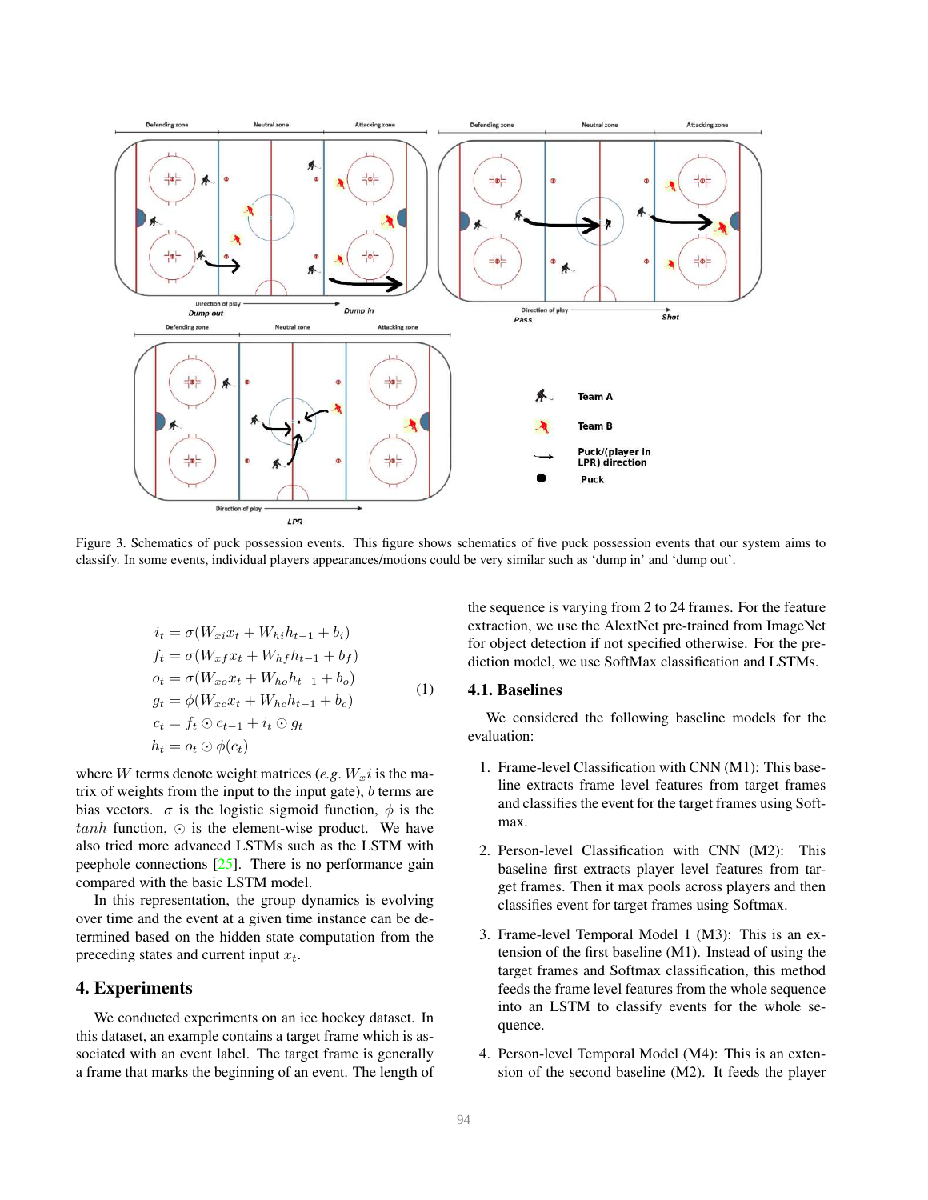Figure 3. Schematics of puck possession events. This figure shows schematics of five puck possession events that our system aims to classify. In some events, individual players appearances/motions could be very similar such as 'dump in' and 'dump out'.

$$
\begin{aligned}
i_t &= \sigma(W_{xi}x_t + W_{hi}h_{t-1} + b_i) \\
f_t &= \sigma(W_{xf}x_t + W_{hf}h_{t-1} + b_f) \\
o_t &= \sigma(W_{xo}x_t + W_{ho}h_{t-1} + b_o) \\
g_t &= \phi(W_{xc}x_t + W_{hc}h_{t-1} + b_c) \\
c_t &= f_t \odot c_{t-1} + i_t \odot g_t \\
h_t &= o_t \odot \phi(c_t)
\end{aligned}
\quad (1)
$$

where $W$ terms denote weight matrices (*e.g.* $W_x i$ is the matrix of weights from the input to the input gate), $b$ terms are bias vectors. $\sigma$ is the logistic sigmoid function, $\phi$ is the $tanh$ function, $\odot$ is the element-wise product. We have also tried more advanced LSTMs such as the LSTM with peephole connections [25]. There is no performance gain compared with the basic LSTM model.

In this representation, the group dynamics is evolving over time and the event at a given time instance can be determined based on the hidden state computation from the preceding states and current input $x_t$.

# 4. Experiments

We conducted experiments on an ice hockey dataset. In this dataset, an example contains a target frame which is associated with an event label. The target frame is generally a frame that marks the beginning of an event. The length of the sequence is varying from 2 to 24 frames. For the feature extraction, we use the AlextNet pre-trained from ImageNet for object detection if not specified otherwise. For the prediction model, we use SoftMax classification and LSTMs.

## 4.1. Baselines

We considered the following baseline models for the evaluation:

1. Frame-level Classification with CNN (M1): This baseline extracts frame level features from target frames and classifies the event for the target frames using Softmax.

2. Person-level Classification with CNN (M2): This baseline first extracts player level features from target frames. Then it max pools across players and then classifies event for target frames using Softmax.

3. Frame-level Temporal Model 1 (M3): This is an extension of the first baseline (M1). Instead of using the target frames and Softmax classification, this method feeds the frame level features from the whole sequence into an LSTM to classify events for the whole sequence.

4. Person-level Temporal Model (M4): This is an extension of the second baseline (M2). It feeds the player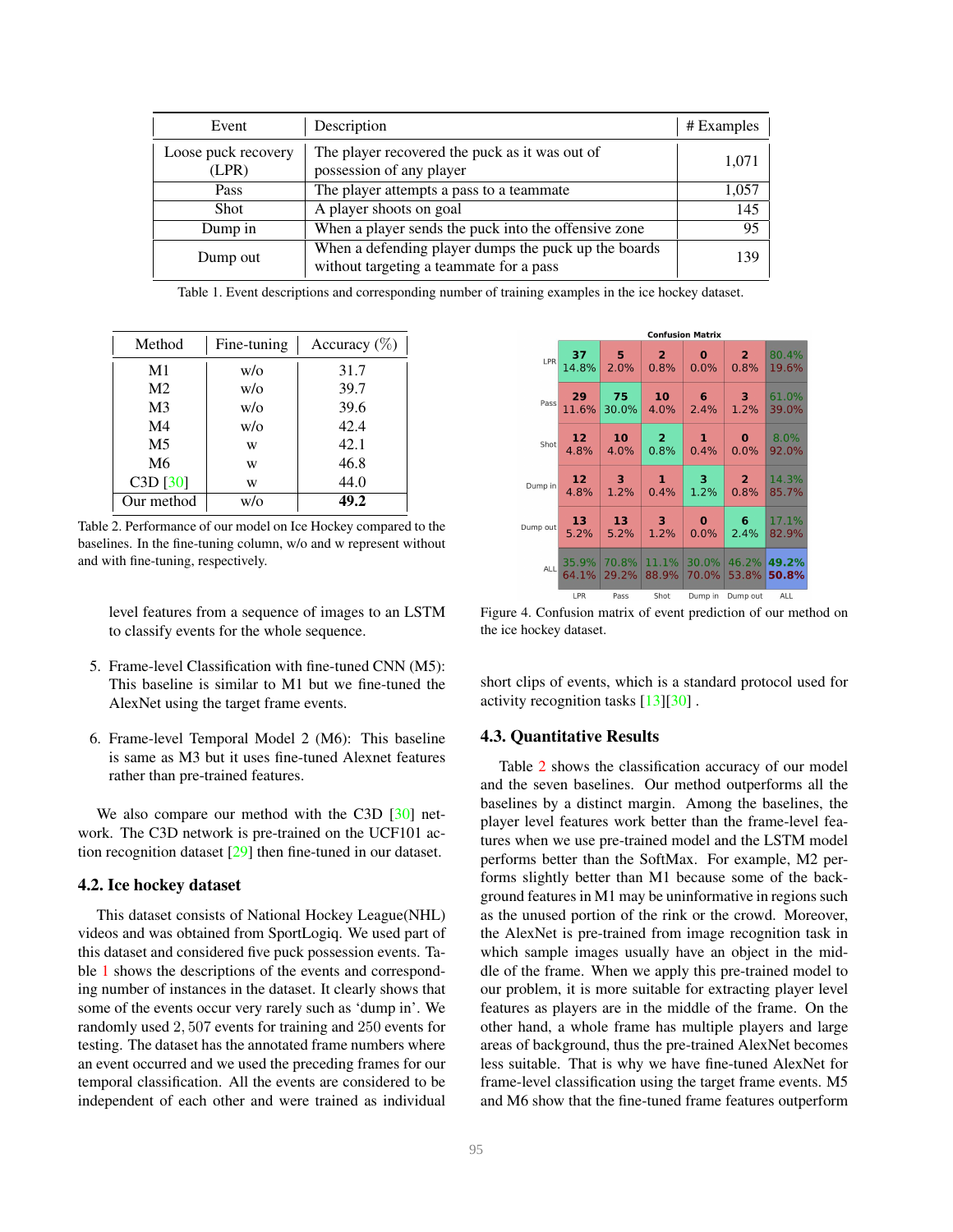| Event | Description | # Examples |
|---|---|---|
| Loose puck recovery (LPR) | The player recovered the puck as it was out of possession of any player | 1,071 |
| Pass | The player attempts a pass to a teammate | 1,057 |
| Shot | A player shoots on goal | 145 |
| Dump in | When a player sends the puck into the offensive zone | 95 |
| Dump out | When a defending player dumps the puck up the boards without targeting a teammate for a pass | 139 |

Table 1. Event descriptions and corresponding number of training examples in the ice hockey dataset.

| Method | Fine-tuning | Accuracy (%) |
|---|---|---|
| M1 | w/o | 31.7 |
| M2 | w/o | 39.7 |
| M3 | w/o | 39.6 |
| M4 | w/o | 42.4 |
| M5 | w | 42.1 |
| M6 | w | 46.8 |
| C3D [30] | w | 44.0 |
| Our method | w/o | **49.2** |

Table 2. Performance of our model on Ice Hockey compared to the baselines. In the fine-tuning column, w/o and w represent without and with fine-tuning, respectively.

level features from a sequence of images to an LSTM to classify events for the whole sequence.

5. Frame-level Classification with fine-tuned CNN (M5): This baseline is similar to M1 but we fine-tuned the AlexNet using the target frame events.

6. Frame-level Temporal Model 2 (M6): This baseline is same as M3 but it uses fine-tuned Alexnet features rather than pre-trained features.

We also compare our method with the C3D [30] network. The C3D network is pre-trained on the UCF101 action recognition dataset [29] then fine-tuned in our dataset.

## 4.2. Ice hockey dataset

This dataset consists of National Hockey League(NHL) videos and was obtained from SportLogiq. We used part of this dataset and considered five puck possession events. Table 1 shows the descriptions of the events and corresponding number of instances in the dataset. It clearly shows that some of the events occur very rarely such as 'dump in'. We randomly used $2,507$ events for training and $250$ events for testing. The dataset has the annotated frame numbers where an event occurred and we used the preceding frames for our temporal classification. All the events are considered to be independent of each other and were trained as individual

**Confusion Matrix**

| | LPR | Pass | Shot | Dump in | Dump out | ALL |
|---|---|---|---|---|---|---|
| LPR | 37<br>14.8% | 5<br>2.0% | 2<br>0.8% | 0<br>0.0% | 2<br>0.8% | 80.4%<br>19.6% |
| Pass | 29<br>11.6% | 75<br>30.0% | 10<br>4.0% | 6<br>2.4% | 3<br>1.2% | 61.0%<br>39.0% |
| Shot | 12<br>4.8% | 10<br>4.0% | 2<br>0.8% | 1<br>0.4% | 0<br>0.0% | 8.0%<br>92.0% |
| Dump in | 12<br>4.8% | 3<br>1.2% | 1<br>0.4% | 3<br>1.2% | 2<br>0.8% | 14.3%<br>85.7% |
| Dump out | 13<br>5.2% | 13<br>5.2% | 3<br>1.2% | 0<br>0.0% | 6<br>2.4% | 17.1%<br>82.9% |
| ALL | 35.9%<br>64.1% | 70.8%<br>29.2% | 11.1%<br>88.9% | 30.0%<br>70.0% | 46.2%<br>53.8% | 49.2%<br>50.8% |

Figure 4. Confusion matrix of event prediction of our method on the ice hockey dataset.

short clips of events, which is a standard protocol used for activity recognition tasks [13][30] .

## 4.3. Quantitative Results

Table 2 shows the classification accuracy of our model and the seven baselines. Our method outperforms all the baselines by a distinct margin. Among the baselines, the player level features work better than the frame-level features when we use pre-trained model and the LSTM model performs better than the SoftMax. For example, M2 performs slightly better than M1 because some of the background features in M1 may be uninformative in regions such as the unused portion of the rink or the crowd. Moreover, the AlexNet is pre-trained from image recognition task in which sample images usually have an object in the middle of the frame. When we apply this pre-trained model to our problem, it is more suitable for extracting player level features as players are in the middle of the frame. On the other hand, a whole frame has multiple players and large areas of background, thus the pre-trained AlexNet becomes less suitable. That is why we have fine-tuned AlexNet for frame-level classification using the target frame events. M5 and M6 show that the fine-tuned frame features outperform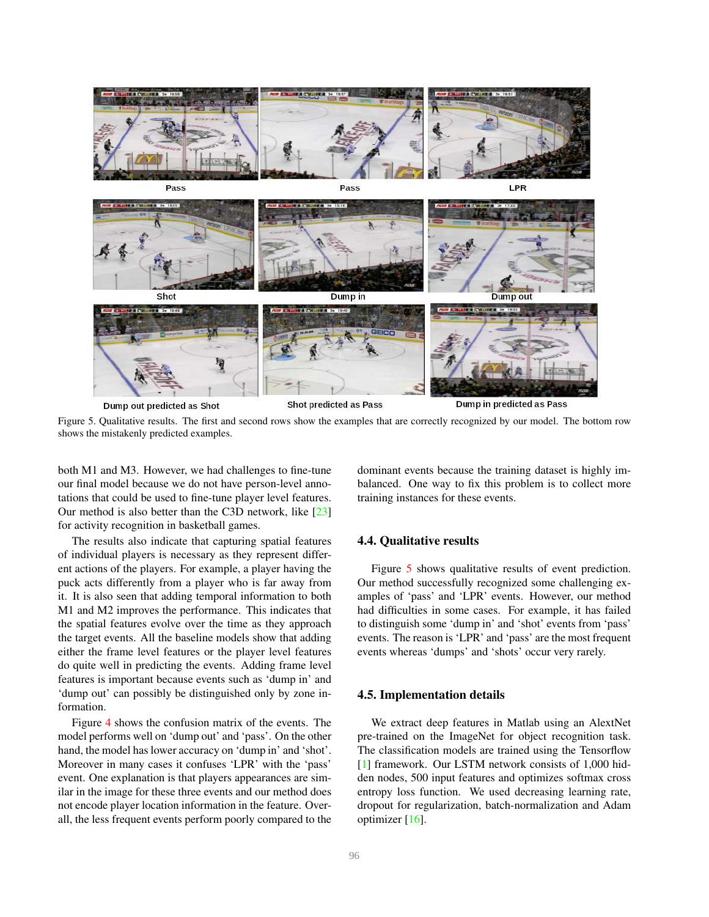Pass | Pass | LPR

Shot | Dump in | Dump out

Dump out predicted as Shot | Shot predicted as Pass | Dump in predicted as Pass

Figure 5. Qualitative results. The first and second rows show the examples that are correctly recognized by our model. The bottom row shows the mistakenly predicted examples.

both M1 and M3. However, we had challenges to fine-tune our final model because we do not have person-level annotations that could be used to fine-tune player level features. Our method is also better than the C3D network, like [23] for activity recognition in basketball games.

The results also indicate that capturing spatial features of individual players is necessary as they represent different actions of the players. For example, a player having the puck acts differently from a player who is far away from it. It is also seen that adding temporal information to both M1 and M2 improves the performance. This indicates that the spatial features evolve over the time as they approach the target events. All the baseline models show that adding either the frame level features or the player level features do quite well in predicting the events. Adding frame level features is important because events such as 'dump in' and 'dump out' can possibly be distinguished only by zone information.

Figure 4 shows the confusion matrix of the events. The model performs well on 'dump out' and 'pass'. On the other hand, the model has lower accuracy on 'dump in' and 'shot'. Moreover in many cases it confuses 'LPR' with the 'pass' event. One explanation is that players appearances are similar in the image for these three events and our method does not encode player location information in the feature. Overall, the less frequent events perform poorly compared to the dominant events because the training dataset is highly imbalanced. One way to fix this problem is to collect more training instances for these events.

### 4.4. Qualitative results

Figure 5 shows qualitative results of event prediction. Our method successfully recognized some challenging examples of 'pass' and 'LPR' events. However, our method had difficulties in some cases. For example, it has failed to distinguish some 'dump in' and 'shot' events from 'pass' events. The reason is 'LPR' and 'pass' are the most frequent events whereas 'dumps' and 'shots' occur very rarely.

### 4.5. Implementation details

We extract deep features in Matlab using an AlextNet pre-trained on the ImageNet for object recognition task. The classification models are trained using the Tensorflow [1] framework. Our LSTM network consists of 1,000 hidden nodes, 500 input features and optimizes softmax cross entropy loss function. We used decreasing learning rate, dropout for regularization, batch-normalization and Adam optimizer [16].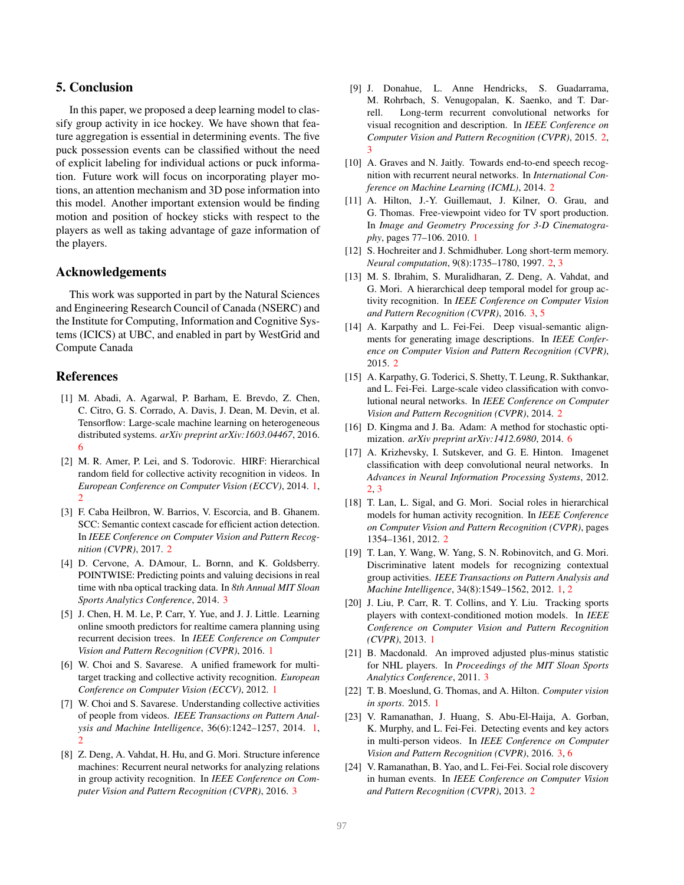## 5. Conclusion

In this paper, we proposed a deep learning model to classify group activity in ice hockey. We have shown that feature aggregation is essential in determining events. The five puck possession events can be classified without the need of explicit labeling for individual actions or puck information. Future work will focus on incorporating player motions, an attention mechanism and 3D pose information into this model. Another important extension would be finding motion and position of hockey sticks with respect to the players as well as taking advantage of gaze information of the players.

## Acknowledgements

This work was supported in part by the Natural Sciences and Engineering Research Council of Canada (NSERC) and the Institute for Computing, Information and Cognitive Systems (ICICS) at UBC, and enabled in part by WestGrid and Compute Canada

## References

[1] M. Abadi, A. Agarwal, P. Barham, E. Brevdo, Z. Chen, C. Citro, G. S. Corrado, A. Davis, J. Dean, M. Devin, et al. Tensorflow: Large-scale machine learning on heterogeneous distributed systems. *arXiv preprint arXiv:1603.04467*, 2016. 6

[2] M. R. Amer, P. Lei, and S. Todorovic. HIRF: Hierarchical random field for collective activity recognition in videos. In *European Conference on Computer Vision (ECCV)*, 2014. 1, 2

[3] F. Caba Heilbron, W. Barrios, V. Escorcia, and B. Ghanem. SCC: Semantic context cascade for efficient action detection. In *IEEE Conference on Computer Vision and Pattern Recognition (CVPR)*, 2017. 2

[4] D. Cervone, A. DAmour, L. Bornn, and K. Goldsberry. POINTWISE: Predicting points and valuing decisions in real time with nba optical tracking data. In *8th Annual MIT Sloan Sports Analytics Conference*, 2014. 3

[5] J. Chen, H. M. Le, P. Carr, Y. Yue, and J. J. Little. Learning online smooth predictors for realtime camera planning using recurrent decision trees. In *IEEE Conference on Computer Vision and Pattern Recognition (CVPR)*, 2016. 1

[6] W. Choi and S. Savarese. A unified framework for multi-target tracking and collective activity recognition. *European Conference on Computer Vision (ECCV)*, 2012. 1

[7] W. Choi and S. Savarese. Understanding collective activities of people from videos. *IEEE Transactions on Pattern Analysis and Machine Intelligence*, 36(6):1242–1257, 2014. 1, 2

[8] Z. Deng, A. Vahdat, H. Hu, and G. Mori. Structure inference machines: Recurrent neural networks for analyzing relations in group activity recognition. In *IEEE Conference on Computer Vision and Pattern Recognition (CVPR)*, 2016. 3

[9] J. Donahue, L. Anne Hendricks, S. Guadarrama, M. Rohrbach, S. Venugopalan, K. Saenko, and T. Darrell. Long-term recurrent convolutional networks for visual recognition and description. In *IEEE Conference on Computer Vision and Pattern Recognition (CVPR)*, 2015. 2, 3

[10] A. Graves and N. Jaitly. Towards end-to-end speech recognition with recurrent neural networks. In *International Conference on Machine Learning (ICML)*, 2014. 2

[11] A. Hilton, J.-Y. Guillemaut, J. Kilner, O. Grau, and G. Thomas. Free-viewpoint video for TV sport production. In *Image and Geometry Processing for 3-D Cinematography*, pages 77–106. 2010. 1

[12] S. Hochreiter and J. Schmidhuber. Long short-term memory. *Neural computation*, 9(8):1735–1780, 1997. 2, 3

[13] M. S. Ibrahim, S. Muralidharan, Z. Deng, A. Vahdat, and G. Mori. A hierarchical deep temporal model for group activity recognition. In *IEEE Conference on Computer Vision and Pattern Recognition (CVPR)*, 2016. 3, 5

[14] A. Karpathy and L. Fei-Fei. Deep visual-semantic alignments for generating image descriptions. In *IEEE Conference on Computer Vision and Pattern Recognition (CVPR)*, 2015. 2

[15] A. Karpathy, G. Toderici, S. Shetty, T. Leung, R. Sukthankar, and L. Fei-Fei. Large-scale video classification with convolutional neural networks. In *IEEE Conference on Computer Vision and Pattern Recognition (CVPR)*, 2014. 2

[16] D. Kingma and J. Ba. Adam: A method for stochastic optimization. *arXiv preprint arXiv:1412.6980*, 2014. 6

[17] A. Krizhevsky, I. Sutskever, and G. E. Hinton. Imagenet classification with deep convolutional neural networks. In *Advances in Neural Information Processing Systems*, 2012. 2, 3

[18] T. Lan, L. Sigal, and G. Mori. Social roles in hierarchical models for human activity recognition. In *IEEE Conference on Computer Vision and Pattern Recognition (CVPR)*, pages 1354–1361, 2012. 2

[19] T. Lan, Y. Wang, W. Yang, S. N. Robinovitch, and G. Mori. Discriminative latent models for recognizing contextual group activities. *IEEE Transactions on Pattern Analysis and Machine Intelligence*, 34(8):1549–1562, 2012. 1, 2

[20] J. Liu, P. Carr, R. T. Collins, and Y. Liu. Tracking sports players with context-conditioned motion models. In *IEEE Conference on Computer Vision and Pattern Recognition (CVPR)*, 2013. 1

[21] B. Macdonald. An improved adjusted plus-minus statistic for NHL players. In *Proceedings of the MIT Sloan Sports Analytics Conference*, 2011. 3

[22] T. B. Moeslund, G. Thomas, and A. Hilton. *Computer vision in sports*. 2015. 1

[23] V. Ramanathan, J. Huang, S. Abu-El-Haija, A. Gorban, K. Murphy, and L. Fei-Fei. Detecting events and key actors in multi-person videos. In *IEEE Conference on Computer Vision and Pattern Recognition (CVPR)*, 2016. 3, 6

[24] V. Ramanathan, B. Yao, and L. Fei-Fei. Social role discovery in human events. In *IEEE Conference on Computer Vision and Pattern Recognition (CVPR)*, 2013. 2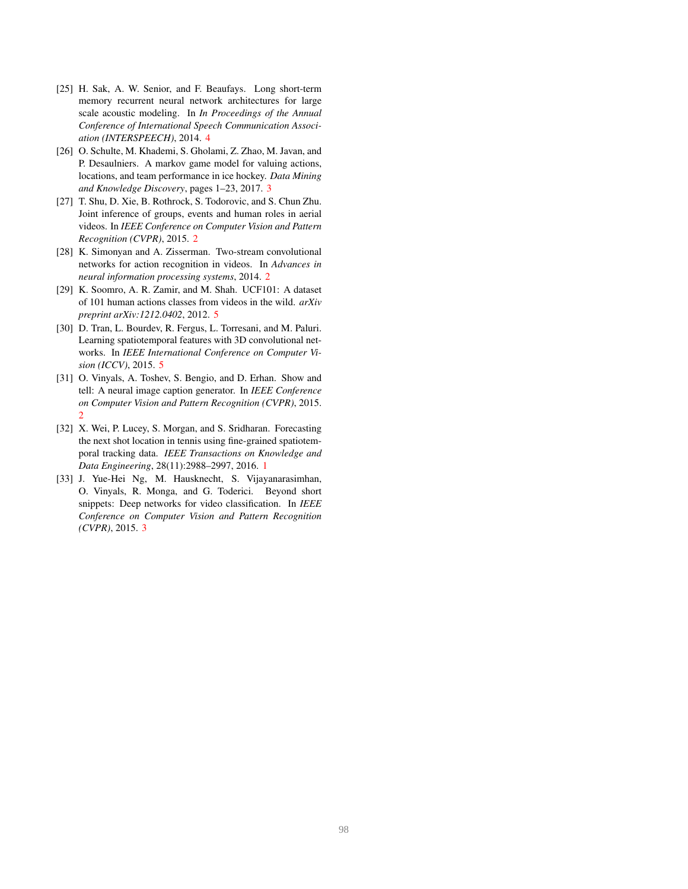[25] H. Sak, A. W. Senior, and F. Beaufays. Long short-term memory recurrent neural network architectures for large scale acoustic modeling. In *In Proceedings of the Annual Conference of International Speech Communication Association (INTERSPEECH)*, 2014. 4

[26] O. Schulte, M. Khademi, S. Gholami, Z. Zhao, M. Javan, and P. Desaulniers. A markov game model for valuing actions, locations, and team performance in ice hockey. *Data Mining and Knowledge Discovery*, pages 1–23, 2017. 3

[27] T. Shu, D. Xie, B. Rothrock, S. Todorovic, and S. Chun Zhu. Joint inference of groups, events and human roles in aerial videos. In *IEEE Conference on Computer Vision and Pattern Recognition (CVPR)*, 2015. 2

[28] K. Simonyan and A. Zisserman. Two-stream convolutional networks for action recognition in videos. In *Advances in neural information processing systems*, 2014. 2

[29] K. Soomro, A. R. Zamir, and M. Shah. UCF101: A dataset of 101 human actions classes from videos in the wild. *arXiv preprint arXiv:1212.0402*, 2012. 5

[30] D. Tran, L. Bourdev, R. Fergus, L. Torresani, and M. Paluri. Learning spatiotemporal features with 3D convolutional networks. In *IEEE International Conference on Computer Vision (ICCV)*, 2015. 5

[31] O. Vinyals, A. Toshev, S. Bengio, and D. Erhan. Show and tell: A neural image caption generator. In *IEEE Conference on Computer Vision and Pattern Recognition (CVPR)*, 2015. 2

[32] X. Wei, P. Lucey, S. Morgan, and S. Sridharan. Forecasting the next shot location in tennis using fine-grained spatiotemporal tracking data. *IEEE Transactions on Knowledge and Data Engineering*, 28(11):2988–2997, 2016. 1

[33] J. Yue-Hei Ng, M. Hausknecht, S. Vijayanarasimhan, O. Vinyals, R. Monga, and G. Toderici. Beyond short snippets: Deep networks for video classification. In *IEEE Conference on Computer Vision and Pattern Recognition (CVPR)*, 2015. 3